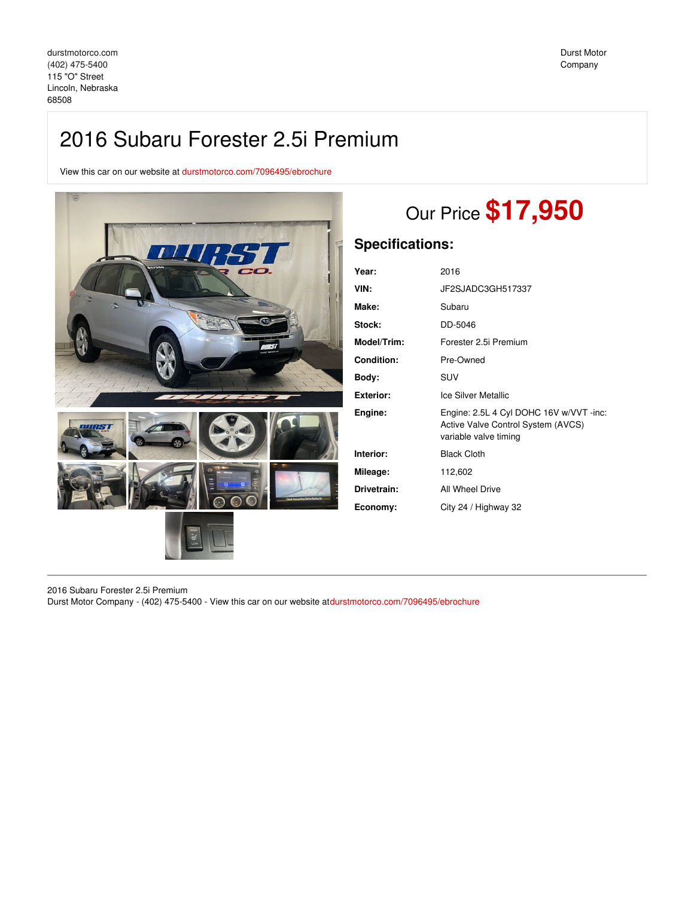durstmotorco.com
(402) 475-5400
115 "O" Street
Lincoln, Nebraska
68508

Durst Motor Company

# 2016 Subaru Forester 2.5i Premium

View this car on our website at durstmotorco.com/7096495/ebrochure

## Our Price **$17,950**

## Specifications:

| | |
|---|---|
| **Year:** | 2016 |
| **VIN:** | JF2SJADC3GH517337 |
| **Make:** | Subaru |
| **Stock:** | DD-5046 |
| **Model/Trim:** | Forester 2.5i Premium |
| **Condition:** | Pre-Owned |
| **Body:** | SUV |
| **Exterior:** | Ice Silver Metallic |
| **Engine:** | Engine: 2.5L 4 Cyl DOHC 16V w/VVT -inc: Active Valve Control System (AVCS) variable valve timing |
| **Interior:** | Black Cloth |
| **Mileage:** | 112,602 |
| **Drivetrain:** | All Wheel Drive |
| **Economy:** | City 24 / Highway 32 |

2016 Subaru Forester 2.5i Premium
Durst Motor Company - (402) 475-5400 - View this car on our website atdurstmotorco.com/7096495/ebrochure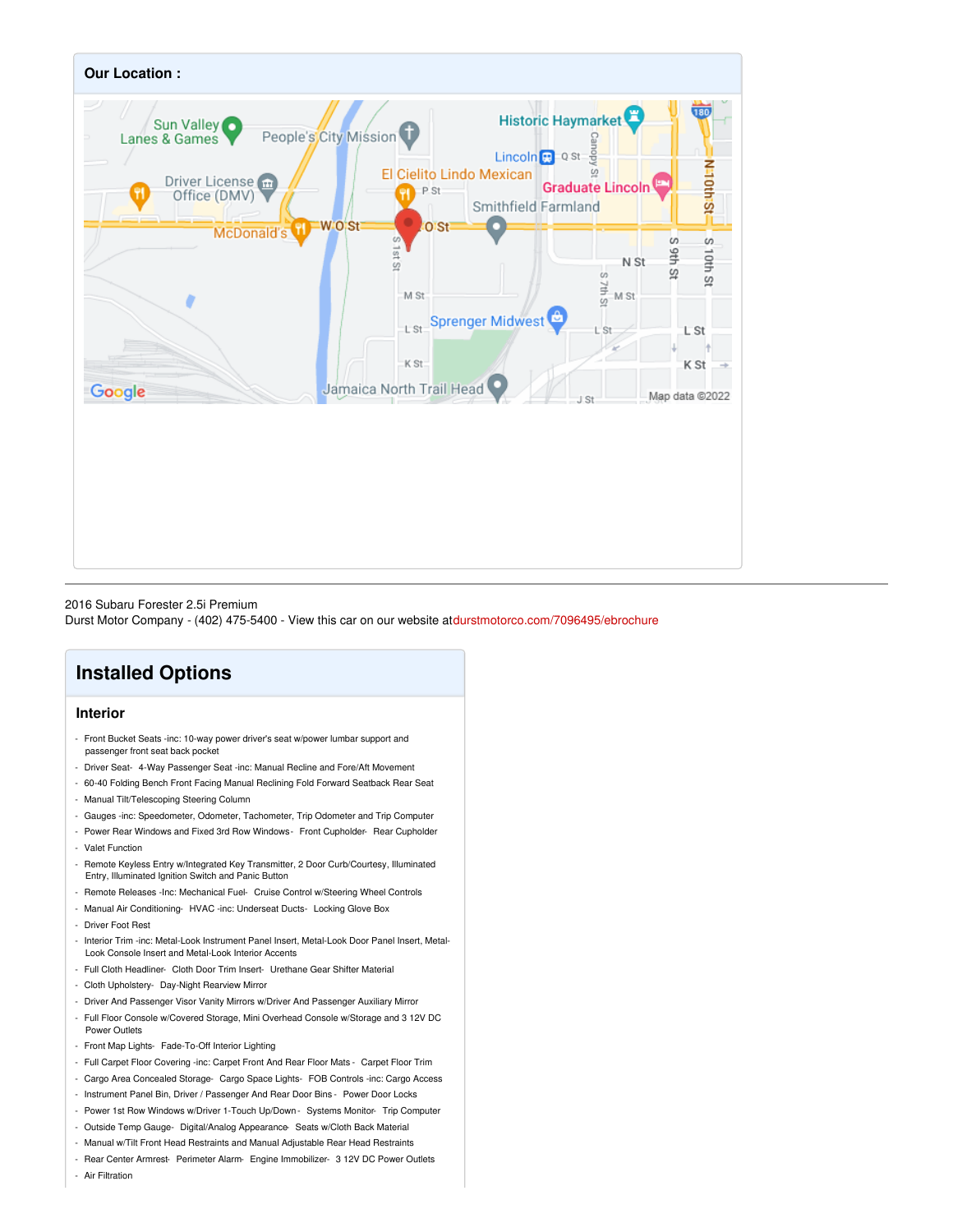## Our Location :

2016 Subaru Forester 2.5i Premium
Durst Motor Company - (402) 475-5400 - View this car on our website atdurstmotorco.com/7096495/ebrochure

# Installed Options

## Interior

- Front Bucket Seats -inc: 10-way power driver's seat w/power lumbar support and passenger front seat back pocket
- Driver Seat- 4-Way Passenger Seat -inc: Manual Recline and Fore/Aft Movement
- 60-40 Folding Bench Front Facing Manual Reclining Fold Forward Seatback Rear Seat
- Manual Tilt/Telescoping Steering Column
- Gauges -inc: Speedometer, Odometer, Tachometer, Trip Odometer and Trip Computer
- Power Rear Windows and Fixed 3rd Row Windows- Front Cupholder- Rear Cupholder
- Valet Function
- Remote Keyless Entry w/Integrated Key Transmitter, 2 Door Curb/Courtesy, Illuminated Entry, Illuminated Ignition Switch and Panic Button
- Remote Releases -Inc: Mechanical Fuel- Cruise Control w/Steering Wheel Controls
- Manual Air Conditioning- HVAC -inc: Underseat Ducts- Locking Glove Box
- Driver Foot Rest
- Interior Trim -inc: Metal-Look Instrument Panel Insert, Metal-Look Door Panel Insert, Metal-Look Console Insert and Metal-Look Interior Accents
- Full Cloth Headliner- Cloth Door Trim Insert- Urethane Gear Shifter Material
- Cloth Upholstery- Day-Night Rearview Mirror
- Driver And Passenger Visor Vanity Mirrors w/Driver And Passenger Auxiliary Mirror
- Full Floor Console w/Covered Storage, Mini Overhead Console w/Storage and 3 12V DC Power Outlets
- Front Map Lights- Fade-To-Off Interior Lighting
- Full Carpet Floor Covering -inc: Carpet Front And Rear Floor Mats - Carpet Floor Trim
- Cargo Area Concealed Storage- Cargo Space Lights- FOB Controls -inc: Cargo Access
- Instrument Panel Bin, Driver / Passenger And Rear Door Bins - Power Door Locks
- Power 1st Row Windows w/Driver 1-Touch Up/Down - Systems Monitor- Trip Computer
- Outside Temp Gauge- Digital/Analog Appearance- Seats w/Cloth Back Material
- Manual w/Tilt Front Head Restraints and Manual Adjustable Rear Head Restraints
- Rear Center Armrest- Perimeter Alarm- Engine Immobilizer- 3 12V DC Power Outlets
- Air Filtration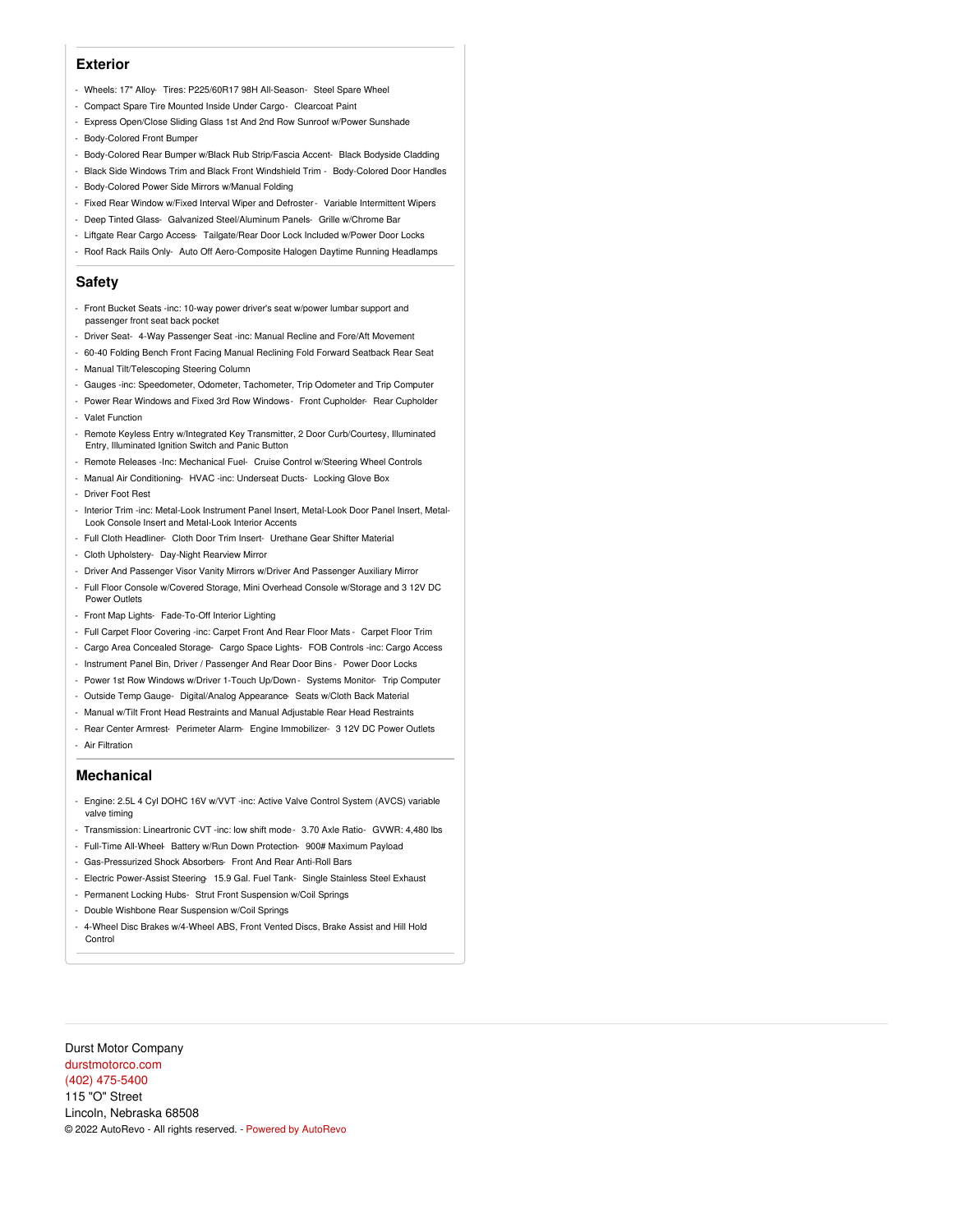## Exterior

- Wheels: 17" Alloy- Tires: P225/60R17 98H All-Season- Steel Spare Wheel
- Compact Spare Tire Mounted Inside Under Cargo- Clearcoat Paint
- Express Open/Close Sliding Glass 1st And 2nd Row Sunroof w/Power Sunshade
- Body-Colored Front Bumper
- Body-Colored Rear Bumper w/Black Rub Strip/Fascia Accent- Black Bodyside Cladding
- Black Side Windows Trim and Black Front Windshield Trim - Body-Colored Door Handles
- Body-Colored Power Side Mirrors w/Manual Folding
- Fixed Rear Window w/Fixed Interval Wiper and Defroster- Variable Intermittent Wipers
- Deep Tinted Glass- Galvanized Steel/Aluminum Panels- Grille w/Chrome Bar
- Liftgate Rear Cargo Access- Tailgate/Rear Door Lock Included w/Power Door Locks
- Roof Rack Rails Only- Auto Off Aero-Composite Halogen Daytime Running Headlamps

## Safety

- Front Bucket Seats -inc: 10-way power driver's seat w/power lumbar support and passenger front seat back pocket
- Driver Seat- 4-Way Passenger Seat -inc: Manual Recline and Fore/Aft Movement
- 60-40 Folding Bench Front Facing Manual Reclining Fold Forward Seatback Rear Seat
- Manual Tilt/Telescoping Steering Column
- Gauges -inc: Speedometer, Odometer, Tachometer, Trip Odometer and Trip Computer
- Power Rear Windows and Fixed 3rd Row Windows- Front Cupholder- Rear Cupholder
- Valet Function
- Remote Keyless Entry w/Integrated Key Transmitter, 2 Door Curb/Courtesy, Illuminated Entry, Illuminated Ignition Switch and Panic Button
- Remote Releases -Inc: Mechanical Fuel- Cruise Control w/Steering Wheel Controls
- Manual Air Conditioning- HVAC -inc: Underseat Ducts- Locking Glove Box
- Driver Foot Rest
- Interior Trim -inc: Metal-Look Instrument Panel Insert, Metal-Look Door Panel Insert, Metal-Look Console Insert and Metal-Look Interior Accents
- Full Cloth Headliner- Cloth Door Trim Insert- Urethane Gear Shifter Material
- Cloth Upholstery- Day-Night Rearview Mirror
- Driver And Passenger Visor Vanity Mirrors w/Driver And Passenger Auxiliary Mirror
- Full Floor Console w/Covered Storage, Mini Overhead Console w/Storage and 3 12V DC Power Outlets
- Front Map Lights- Fade-To-Off Interior Lighting
- Full Carpet Floor Covering -inc: Carpet Front And Rear Floor Mats - Carpet Floor Trim
- Cargo Area Concealed Storage- Cargo Space Lights- FOB Controls -inc: Cargo Access
- Instrument Panel Bin, Driver / Passenger And Rear Door Bins - Power Door Locks
- Power 1st Row Windows w/Driver 1-Touch Up/Down - Systems Monitor- Trip Computer
- Outside Temp Gauge- Digital/Analog Appearance- Seats w/Cloth Back Material
- Manual w/Tilt Front Head Restraints and Manual Adjustable Rear Head Restraints
- Rear Center Armrest- Perimeter Alarm- Engine Immobilizer- 3 12V DC Power Outlets
- Air Filtration

## Mechanical

- Engine: 2.5L 4 Cyl DOHC 16V w/VVT -inc: Active Valve Control System (AVCS) variable valve timing
- Transmission: Lineartronic CVT -inc: low shift mode- 3.70 Axle Ratio- GVWR: 4,480 lbs
- Full-Time All-Wheel- Battery w/Run Down Protection- 900# Maximum Payload
- Gas-Pressurized Shock Absorbers- Front And Rear Anti-Roll Bars
- Electric Power-Assist Steering- 15.9 Gal. Fuel Tank- Single Stainless Steel Exhaust
- Permanent Locking Hubs- Strut Front Suspension w/Coil Springs
- Double Wishbone Rear Suspension w/Coil Springs
- 4-Wheel Disc Brakes w/4-Wheel ABS, Front Vented Discs, Brake Assist and Hill Hold Control

---

Durst Motor Company
durstmotorco.com
(402) 475-5400
115 "O" Street
Lincoln, Nebraska 68508
© 2022 AutoRevo - All rights reserved. - Powered by AutoRevo